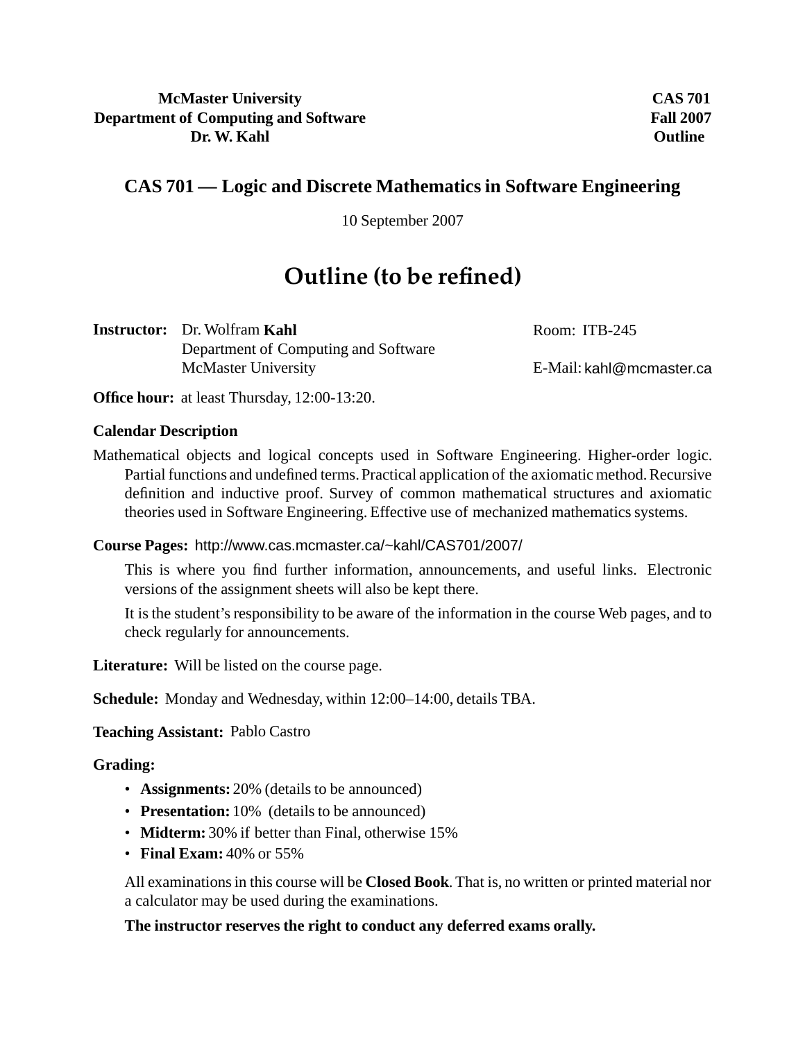**McMaster University**
**Department of Computing and Software**
**Dr. W. Kahl**

**CAS 701**
**Fall 2007**
**Outline**

## CAS 701 — Logic and Discrete Mathematics in Software Engineering

10 September 2007

# Outline (to be refined)

**Instructor:** Dr. Wolfram **Kahl**
Department of Computing and Software
McMaster University

Room: ITB-245

E-Mail: kahl@mcmaster.ca

**Office hour:** at least Thursday, 12:00-13:20.

**Calendar Description**

Mathematical objects and logical concepts used in Software Engineering. Higher-order logic. Partial functions and undefined terms. Practical application of the axiomatic method. Recursive definition and inductive proof. Survey of common mathematical structures and axiomatic theories used in Software Engineering. Effective use of mechanized mathematics systems.

**Course Pages:** http://www.cas.mcmaster.ca/~kahl/CAS701/2007/

This is where you find further information, announcements, and useful links. Electronic versions of the assignment sheets will also be kept there.

It is the student's responsibility to be aware of the information in the course Web pages, and to check regularly for announcements.

**Literature:** Will be listed on the course page.

**Schedule:** Monday and Wednesday, within 12:00–14:00, details TBA.

**Teaching Assistant:** Pablo Castro

**Grading:**

- **Assignments:** 20% (details to be announced)
- **Presentation:** 10% (details to be announced)
- **Midterm:** 30% if better than Final, otherwise 15%
- **Final Exam:** 40% or 55%

All examinations in this course will be **Closed Book**. That is, no written or printed material nor a calculator may be used during the examinations.

**The instructor reserves the right to conduct any deferred exams orally.**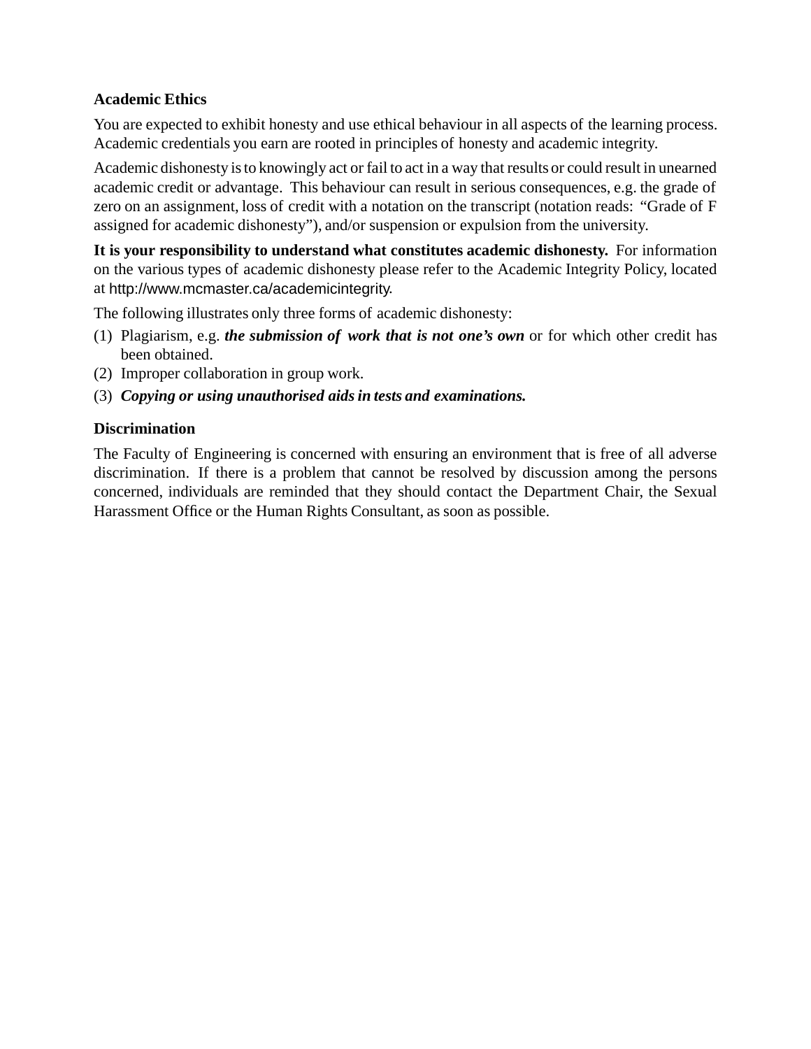**Academic Ethics**

You are expected to exhibit honesty and use ethical behaviour in all aspects of the learning process. Academic credentials you earn are rooted in principles of honesty and academic integrity.

Academic dishonesty is to knowingly act or fail to act in a way that results or could result in unearned academic credit or advantage. This behaviour can result in serious consequences, e.g. the grade of zero on an assignment, loss of credit with a notation on the transcript (notation reads: "Grade of F assigned for academic dishonesty"), and/or suspension or expulsion from the university.

**It is your responsibility to understand what constitutes academic dishonesty.** For information on the various types of academic dishonesty please refer to the Academic Integrity Policy, located at http://www.mcmaster.ca/academicintegrity.

The following illustrates only three forms of academic dishonesty:

(1) Plagiarism, e.g. ***the submission of work that is not one's own*** or for which other credit has been obtained.

(2) Improper collaboration in group work.

(3) ***Copying or using unauthorised aids in tests and examinations.***

**Discrimination**

The Faculty of Engineering is concerned with ensuring an environment that is free of all adverse discrimination. If there is a problem that cannot be resolved by discussion among the persons concerned, individuals are reminded that they should contact the Department Chair, the Sexual Harassment Office or the Human Rights Consultant, as soon as possible.